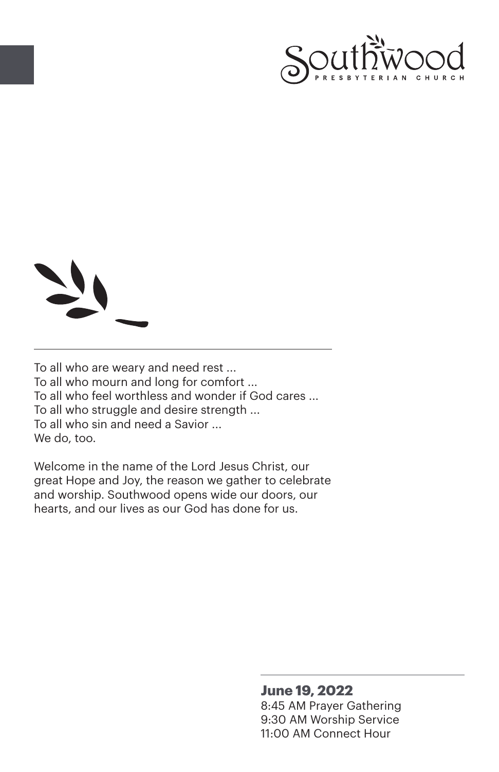# Southwood

PRESBYTERIAN CHURCH

To all who are weary and need rest ...
To all who mourn and long for comfort ...
To all who feel worthless and wonder if God cares ...
To all who struggle and desire strength ...
To all who sin and need a Savior ...
We do, too.

Welcome in the name of the Lord Jesus Christ, our great Hope and Joy, the reason we gather to celebrate and worship. Southwood opens wide our doors, our hearts, and our lives as our God has done for us.

**June 19, 2022**
8:45 AM Prayer Gathering
9:30 AM Worship Service
11:00 AM Connect Hour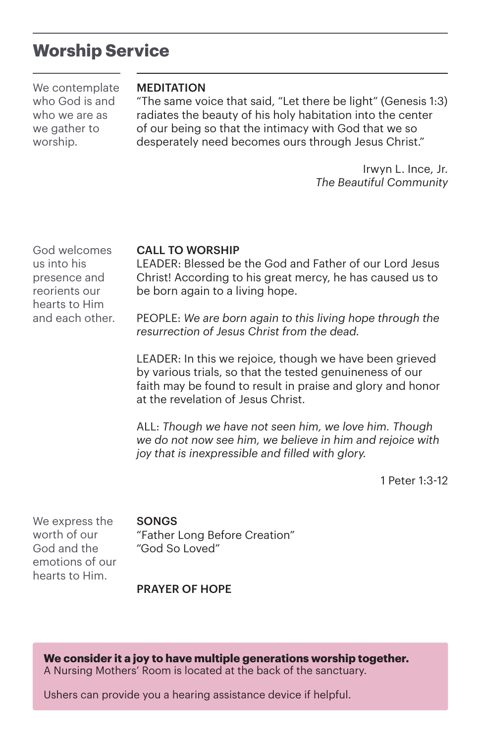## Worship Service

We contemplate who God is and who we are as we gather to worship.

**MEDITATION**

"The same voice that said, "Let there be light" (Genesis 1:3) radiates the beauty of his holy habitation into the center of our being so that the intimacy with God that we so desperately need becomes ours through Jesus Christ."

Irwyn L. Ince, Jr.
*The Beautiful Community*

God welcomes us into his presence and reorients our hearts to Him and each other.

**CALL TO WORSHIP**

LEADER: Blessed be the God and Father of our Lord Jesus Christ! According to his great mercy, he has caused us to be born again to a living hope.

PEOPLE: *We are born again to this living hope through the resurrection of Jesus Christ from the dead.*

LEADER: In this we rejoice, though we have been grieved by various trials, so that the tested genuineness of our faith may be found to result in praise and glory and honor at the revelation of Jesus Christ.

ALL: *Though we have not seen him, we love him. Though we do not now see him, we believe in him and rejoice with joy that is inexpressible and filled with glory.*

1 Peter 1:3-12

We express the worth of our God and the emotions of our hearts to Him.

**SONGS**

"Father Long Before Creation"
"God So Loved"

**PRAYER OF HOPE**

**We consider it a joy to have multiple generations worship together.**
A Nursing Mothers' Room is located at the back of the sanctuary.

Ushers can provide you a hearing assistance device if helpful.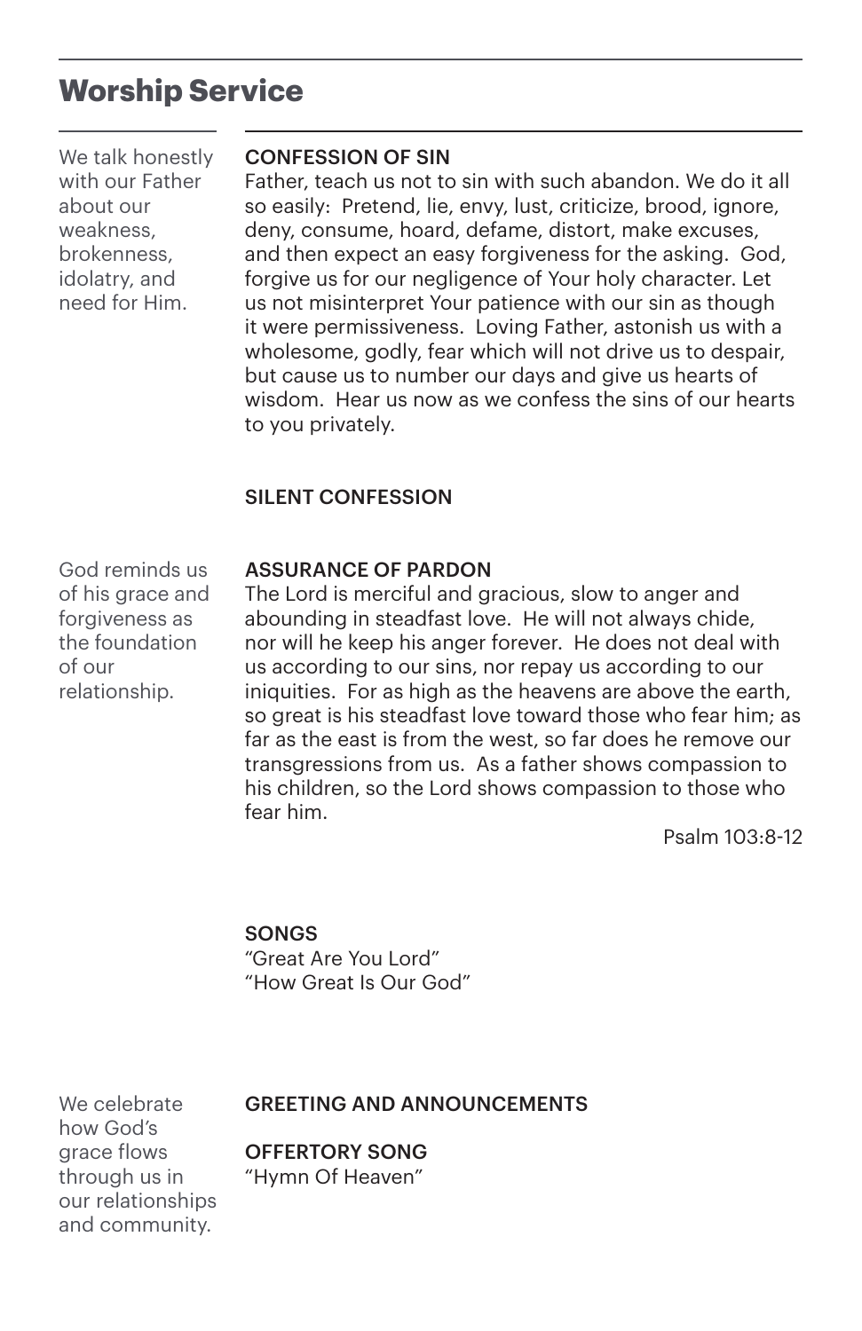## Worship Service

We talk honestly with our Father about our weakness, brokenness, idolatry, and need for Him.

**CONFESSION OF SIN**

Father, teach us not to sin with such abandon. We do it all so easily: Pretend, lie, envy, lust, criticize, brood, ignore, deny, consume, hoard, defame, distort, make excuses, and then expect an easy forgiveness for the asking. God, forgive us for our negligence of Your holy character. Let us not misinterpret Your patience with our sin as though it were permissiveness. Loving Father, astonish us with a wholesome, godly, fear which will not drive us to despair, but cause us to number our days and give us hearts of wisdom. Hear us now as we confess the sins of our hearts to you privately.

**SILENT CONFESSION**

God reminds us of his grace and forgiveness as the foundation of our relationship.

**ASSURANCE OF PARDON**

The Lord is merciful and gracious, slow to anger and abounding in steadfast love. He will not always chide, nor will he keep his anger forever. He does not deal with us according to our sins, nor repay us according to our iniquities. For as high as the heavens are above the earth, so great is his steadfast love toward those who fear him; as far as the east is from the west, so far does he remove our transgressions from us. As a father shows compassion to his children, so the Lord shows compassion to those who fear him.

Psalm 103:8-12

**SONGS**

"Great Are You Lord"
"How Great Is Our God"

We celebrate how God's grace flows through us in our relationships and community.

**GREETING AND ANNOUNCEMENTS**

**OFFERTORY SONG**

"Hymn Of Heaven"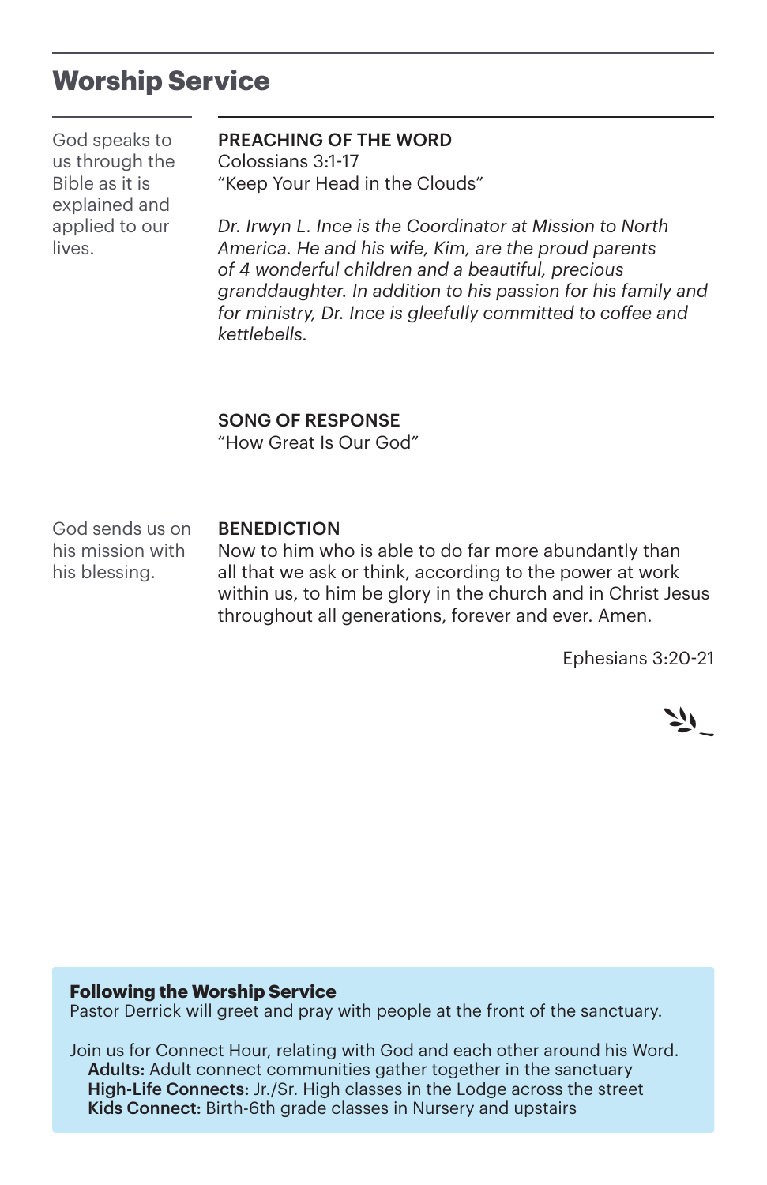## Worship Service

God speaks to us through the Bible as it is explained and applied to our lives.

**PREACHING OF THE WORD**
Colossians 3:1-17
"Keep Your Head in the Clouds"

*Dr. Irwyn L. Ince is the Coordinator at Mission to North America. He and his wife, Kim, are the proud parents of 4 wonderful children and a beautiful, precious granddaughter. In addition to his passion for his family and for ministry, Dr. Ince is gleefully committed to coffee and kettlebells.*

**SONG OF RESPONSE**
"How Great Is Our God"

God sends us on his mission with his blessing.

**BENEDICTION**
Now to him who is able to do far more abundantly than all that we ask or think, according to the power at work within us, to him be glory in the church and in Christ Jesus throughout all generations, forever and ever. Amen.

Ephesians 3:20-21

**Following the Worship Service**
Pastor Derrick will greet and pray with people at the front of the sanctuary.

Join us for Connect Hour, relating with God and each other around his Word.
- **Adults:** Adult connect communities gather together in the sanctuary
- **High-Life Connects:** Jr./Sr. High classes in the Lodge across the street
- **Kids Connect:** Birth-6th grade classes in Nursery and upstairs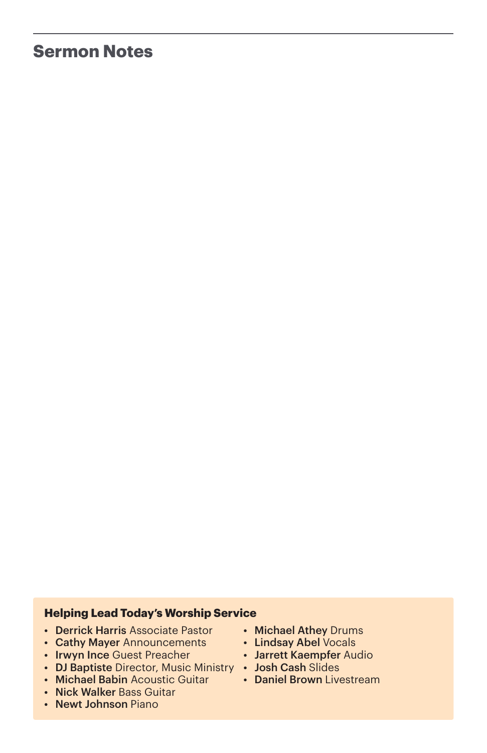## Sermon Notes

**Helping Lead Today's Worship Service**

- **Derrick Harris** Associate Pastor
- **Cathy Mayer** Announcements
- **Irwyn Ince** Guest Preacher
- **DJ Baptiste** Director, Music Ministry
- **Michael Babin** Acoustic Guitar
- **Nick Walker** Bass Guitar
- **Newt Johnson** Piano
- **Michael Athey** Drums
- **Lindsay Abel** Vocals
- **Jarrett Kaempfer** Audio
- **Josh Cash** Slides
- **Daniel Brown** Livestream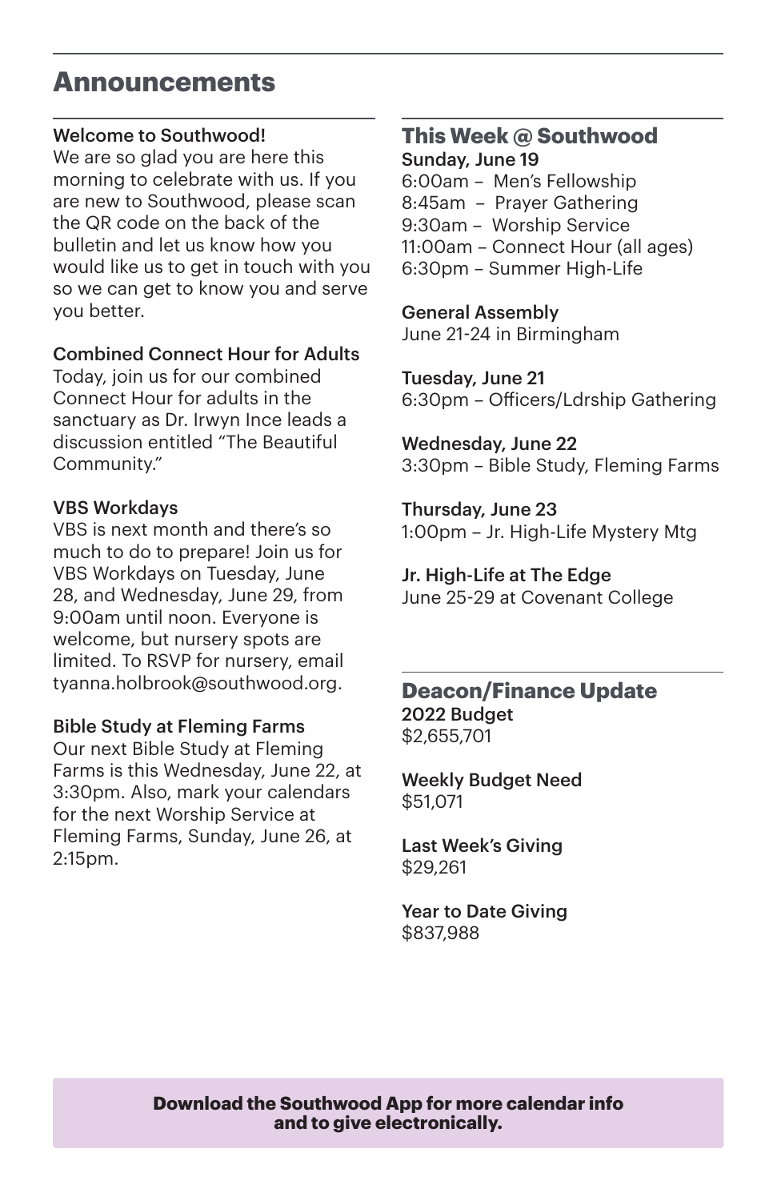# Announcements

**Welcome to Southwood!**
We are so glad you are here this morning to celebrate with us. If you are new to Southwood, please scan the QR code on the back of the bulletin and let us know how you would like us to get in touch with you so we can get to know you and serve you better.

**Combined Connect Hour for Adults**
Today, join us for our combined Connect Hour for adults in the sanctuary as Dr. Irwyn Ince leads a discussion entitled "The Beautiful Community."

**VBS Workdays**
VBS is next month and there's so much to do to prepare! Join us for VBS Workdays on Tuesday, June 28, and Wednesday, June 29, from 9:00am until noon. Everyone is welcome, but nursery spots are limited. To RSVP for nursery, email tyanna.holbrook@southwood.org.

**Bible Study at Fleming Farms**
Our next Bible Study at Fleming Farms is this Wednesday, June 22, at 3:30pm. Also, mark your calendars for the next Worship Service at Fleming Farms, Sunday, June 26, at 2:15pm.

## This Week @ Southwood

**Sunday, June 19**
6:00am – Men's Fellowship
8:45am – Prayer Gathering
9:30am – Worship Service
11:00am – Connect Hour (all ages)
6:30pm – Summer High-Life

**General Assembly**
June 21-24 in Birmingham

**Tuesday, June 21**
6:30pm – Officers/Ldrship Gathering

**Wednesday, June 22**
3:30pm – Bible Study, Fleming Farms

**Thursday, June 23**
1:00pm – Jr. High-Life Mystery Mtg

**Jr. High-Life at The Edge**
June 25-29 at Covenant College

## Deacon/Finance Update

**2022 Budget**
$2,655,701

**Weekly Budget Need**
$51,071

**Last Week's Giving**
$29,261

**Year to Date Giving**
$837,988

**Download the Southwood App for more calendar info and to give electronically.**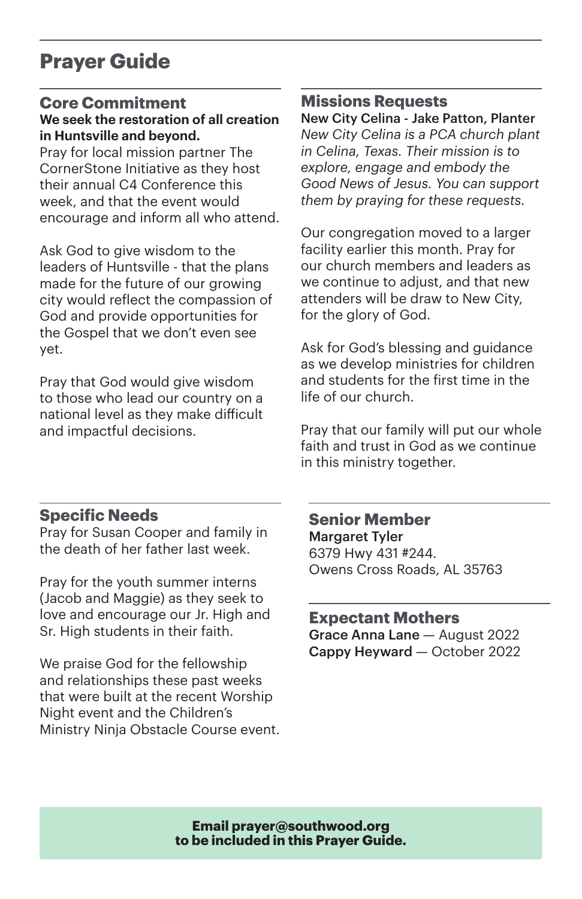# Prayer Guide

## Core Commitment

**We seek the restoration of all creation in Huntsville and beyond.**

Pray for local mission partner The CornerStone Initiative as they host their annual C4 Conference this week, and that the event would encourage and inform all who attend.

Ask God to give wisdom to the leaders of Huntsville - that the plans made for the future of our growing city would reflect the compassion of God and provide opportunities for the Gospel that we don't even see yet.

Pray that God would give wisdom to those who lead our country on a national level as they make difficult and impactful decisions.

## Missions Requests

**New City Celina - Jake Patton, Planter**

*New City Celina is a PCA church plant in Celina, Texas. Their mission is to explore, engage and embody the Good News of Jesus. You can support them by praying for these requests.*

Our congregation moved to a larger facility earlier this month. Pray for our church members and leaders as we continue to adjust, and that new attenders will be draw to New City, for the glory of God.

Ask for God's blessing and guidance as we develop ministries for children and students for the first time in the life of our church.

Pray that our family will put our whole faith and trust in God as we continue in this ministry together.

## Specific Needs

Pray for Susan Cooper and family in the death of her father last week.

Pray for the youth summer interns (Jacob and Maggie) as they seek to love and encourage our Jr. High and Sr. High students in their faith.

We praise God for the fellowship and relationships these past weeks that were built at the recent Worship Night event and the Children's Ministry Ninja Obstacle Course event.

## Senior Member

**Margaret Tyler**
6379 Hwy 431 #244.
Owens Cross Roads, AL 35763

## Expectant Mothers

**Grace Anna Lane** — August 2022
**Cappy Heyward** — October 2022

**Email prayer@southwood.org to be included in this Prayer Guide.**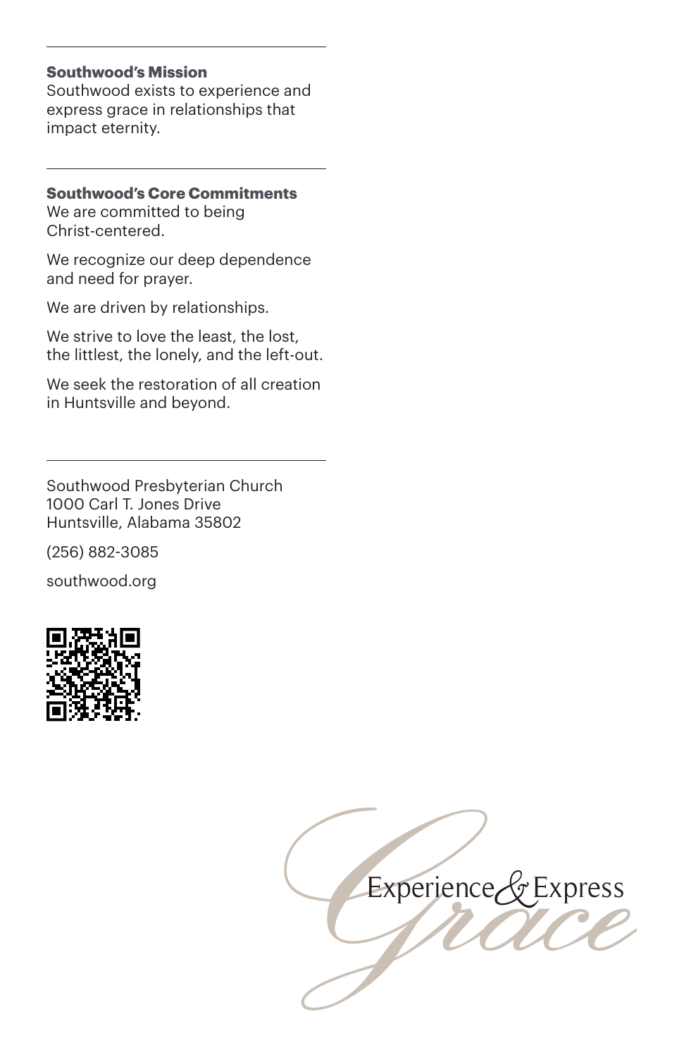**Southwood's Mission**

Southwood exists to experience and express grace in relationships that impact eternity.

---

**Southwood's Core Commitments**

We are committed to being Christ-centered.

We recognize our deep dependence and need for prayer.

We are driven by relationships.

We strive to love the least, the lost, the littlest, the lonely, and the left-out.

We seek the restoration of all creation in Huntsville and beyond.

---

Southwood Presbyterian Church
1000 Carl T. Jones Drive
Huntsville, Alabama 35802

(256) 882-3085

southwood.org

Experience & Express Grace